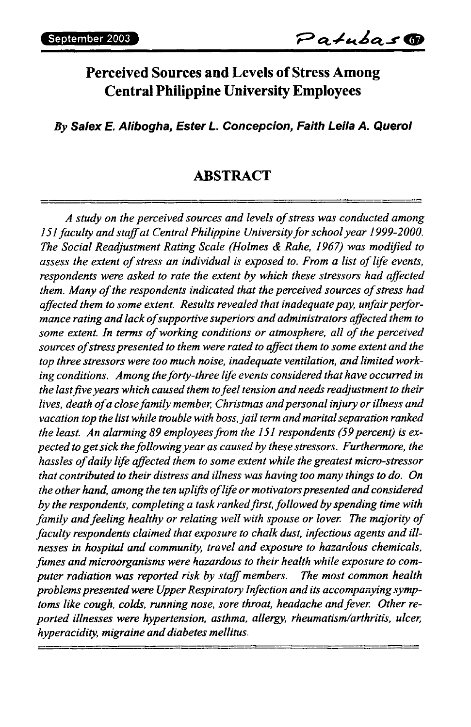# Perceived Sources and Levels of Stress Among Central Philippine University Employees

***By Salex E. Alibogha, Ester L. Concepcion, Faith Leila A. Querol***

## ABSTRACT

*A study on the perceived sources and levels of stress was conducted among 151 faculty and staff at Central Philippine University for school year 1999-2000. The Social Readjustment Rating Scale (Holmes & Rahe, 1967) was modified to assess the extent of stress an individual is exposed to. From a list of life events, respondents were asked to rate the extent by which these stressors had affected them. Many of the respondents indicated that the perceived sources of stress had affected them to some extent. Results revealed that inadequate pay, unfair performance rating and lack of supportive superiors and administrators affected them to some extent. In terms of working conditions or atmosphere, all of the perceived sources of stress presented to them were rated to affect them to some extent and the top three stressors were too much noise, inadequate ventilation, and limited working conditions. Among the forty-three life events considered that have occurred in the last five years which caused them to feel tension and needs readjustment to their lives, death of a close family member, Christmas and personal injury or illness and vacation top the list while trouble with boss, jail term and marital separation ranked the least. An alarming 89 employees from the 151 respondents (59 percent) is expected to get sick the following year as caused by these stressors. Furthermore, the hassles of daily life affected them to some extent while the greatest micro-stressor that contributed to their distress and illness was having too many things to do. On the other hand, among the ten uplifts of life or motivators presented and considered by the respondents, completing a task ranked first, followed by spending time with family and feeling healthy or relating well with spouse or lover. The majority of faculty respondents claimed that exposure to chalk dust, infectious agents and illnesses in hospital and community, travel and exposure to hazardous chemicals, fumes and microorganisms were hazardous to their health while exposure to computer radiation was reported risk by staff members. The most common health problems presented were Upper Respiratory Infection and its accompanying symptoms like cough, colds, running nose, sore throat, headache and fever. Other reported illnesses were hypertension, asthma, allergy, rheumatism/arthritis, ulcer, hyperacidity, migraine and diabetes mellitus.*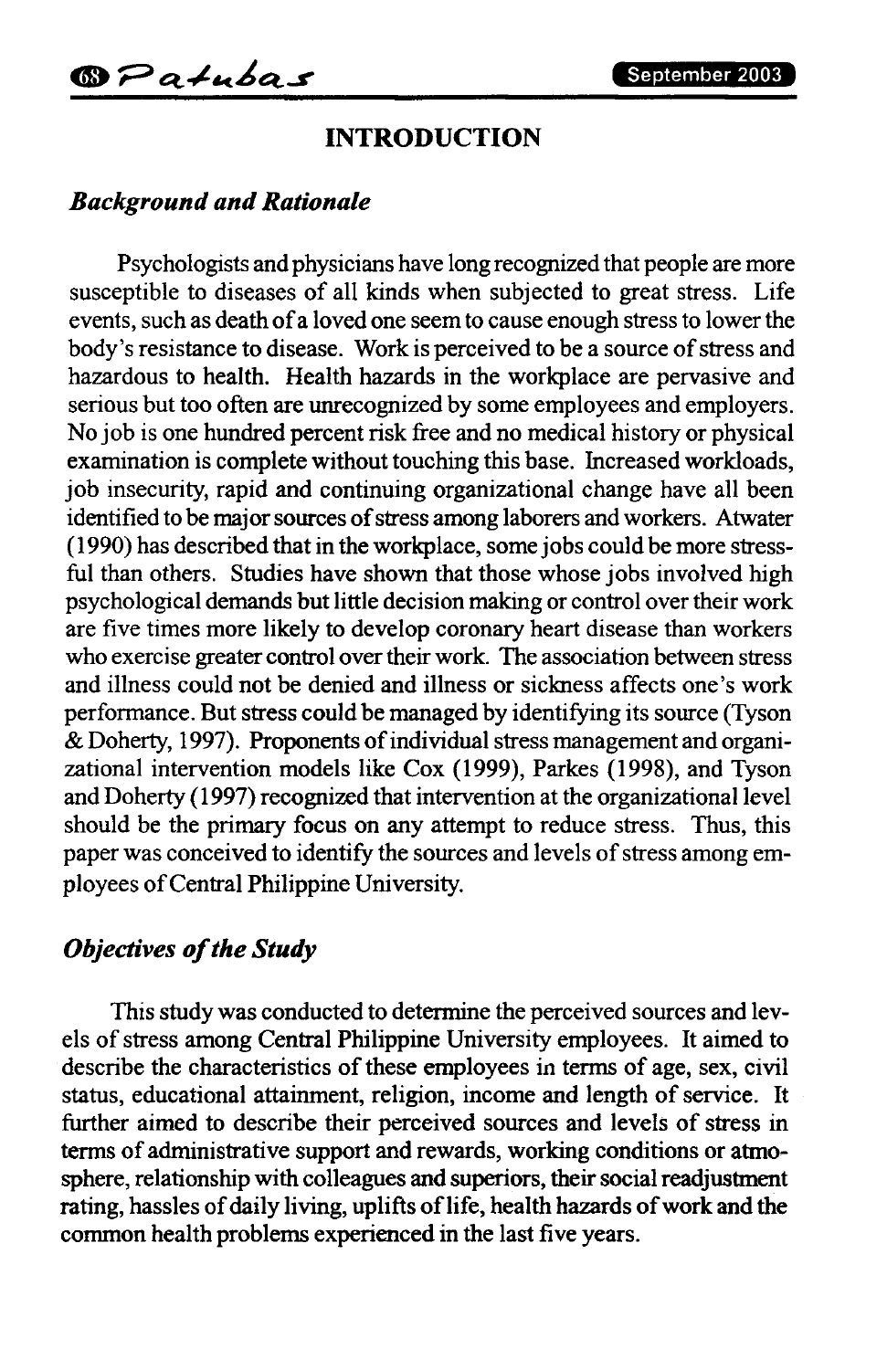## INTRODUCTION

### *Background and Rationale*

Psychologists and physicians have long recognized that people are more susceptible to diseases of all kinds when subjected to great stress. Life events, such as death of a loved one seem to cause enough stress to lower the body's resistance to disease. Work is perceived to be a source of stress and hazardous to health. Health hazards in the workplace are pervasive and serious but too often are unrecognized by some employees and employers. No job is one hundred percent risk free and no medical history or physical examination is complete without touching this base. Increased workloads, job insecurity, rapid and continuing organizational change have all been identified to be major sources of stress among laborers and workers. Atwater (1990) has described that in the workplace, some jobs could be more stressful than others. Studies have shown that those whose jobs involved high psychological demands but little decision making or control over their work are five times more likely to develop coronary heart disease than workers who exercise greater control over their work. The association between stress and illness could not be denied and illness or sickness affects one's work performance. But stress could be managed by identifying its source (Tyson & Doherty, 1997). Proponents of individual stress management and organizational intervention models like Cox (1999), Parkes (1998), and Tyson and Doherty (1997) recognized that intervention at the organizational level should be the primary focus on any attempt to reduce stress. Thus, this paper was conceived to identify the sources and levels of stress among employees of Central Philippine University.

### *Objectives of the Study*

This study was conducted to determine the perceived sources and levels of stress among Central Philippine University employees. It aimed to describe the characteristics of these employees in terms of age, sex, civil status, educational attainment, religion, income and length of service. It further aimed to describe their perceived sources and levels of stress in terms of administrative support and rewards, working conditions or atmosphere, relationship with colleagues and superiors, their social readjustment rating, hassles of daily living, uplifts of life, health hazards of work and the common health problems experienced in the last five years.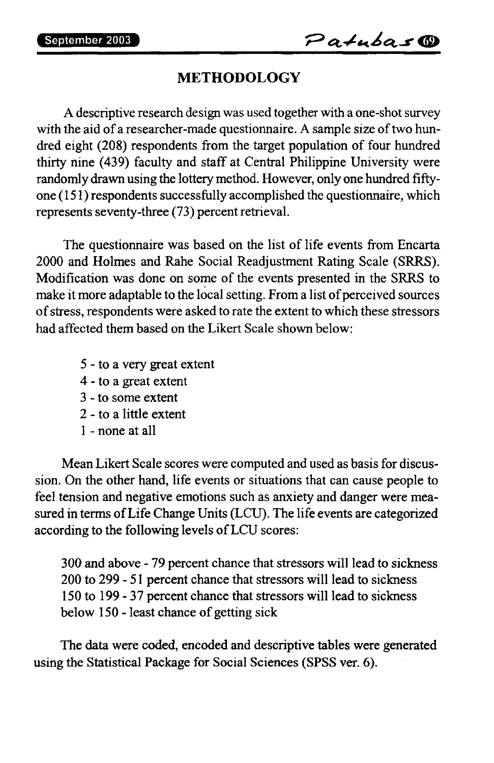## METHODOLOGY

A descriptive research design was used together with a one-shot survey with the aid of a researcher-made questionnaire. A sample size of two hundred eight (208) respondents from the target population of four hundred thirty nine (439) faculty and staff at Central Philippine University were randomly drawn using the lottery method. However, only one hundred fifty-one (151) respondents successfully accomplished the questionnaire, which represents seventy-three (73) percent retrieval.

The questionnaire was based on the list of life events from Encarta 2000 and Holmes and Rahe Social Readjustment Rating Scale (SRRS). Modification was done on some of the events presented in the SRRS to make it more adaptable to the local setting. From a list of perceived sources of stress, respondents were asked to rate the extent to which these stressors had affected them based on the Likert Scale shown below:

5 - to a very great extent
4 - to a great extent
3 - to some extent
2 - to a little extent
1 - none at all

Mean Likert Scale scores were computed and used as basis for discussion. On the other hand, life events or situations that can cause people to feel tension and negative emotions such as anxiety and danger were measured in terms of Life Change Units (LCU). The life events are categorized according to the following levels of LCU scores:

300 and above - 79 percent chance that stressors will lead to sickness
200 to 299 - 51 percent chance that stressors will lead to sickness
150 to 199 - 37 percent chance that stressors will lead to sickness
below 150 - least chance of getting sick

The data were coded, encoded and descriptive tables were generated using the Statistical Package for Social Sciences (SPSS ver. 6).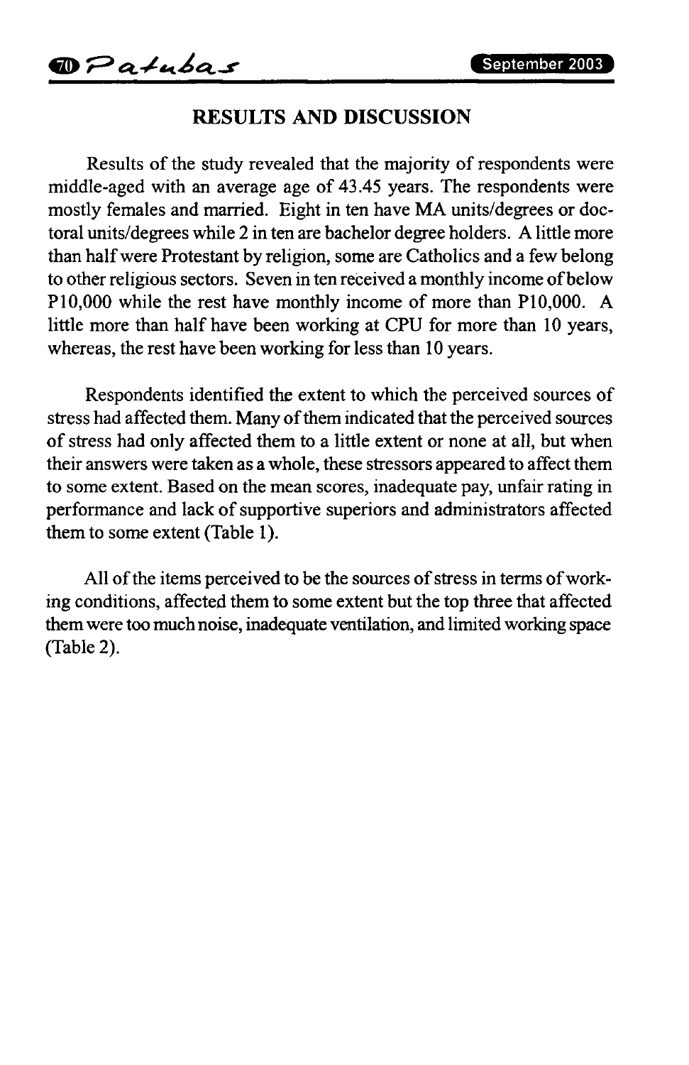## RESULTS AND DISCUSSION

Results of the study revealed that the majority of respondents were middle-aged with an average age of 43.45 years. The respondents were mostly females and married. Eight in ten have MA units/degrees or doctoral units/degrees while 2 in ten are bachelor degree holders. A little more than half were Protestant by religion, some are Catholics and a few belong to other religious sectors. Seven in ten received a monthly income of below P10,000 while the rest have monthly income of more than P10,000. A little more than half have been working at CPU for more than 10 years, whereas, the rest have been working for less than 10 years.

Respondents identified the extent to which the perceived sources of stress had affected them. Many of them indicated that the perceived sources of stress had only affected them to a little extent or none at all, but when their answers were taken as a whole, these stressors appeared to affect them to some extent. Based on the mean scores, inadequate pay, unfair rating in performance and lack of supportive superiors and administrators affected them to some extent (Table 1).

All of the items perceived to be the sources of stress in terms of working conditions, affected them to some extent but the top three that affected them were too much noise, inadequate ventilation, and limited working space (Table 2).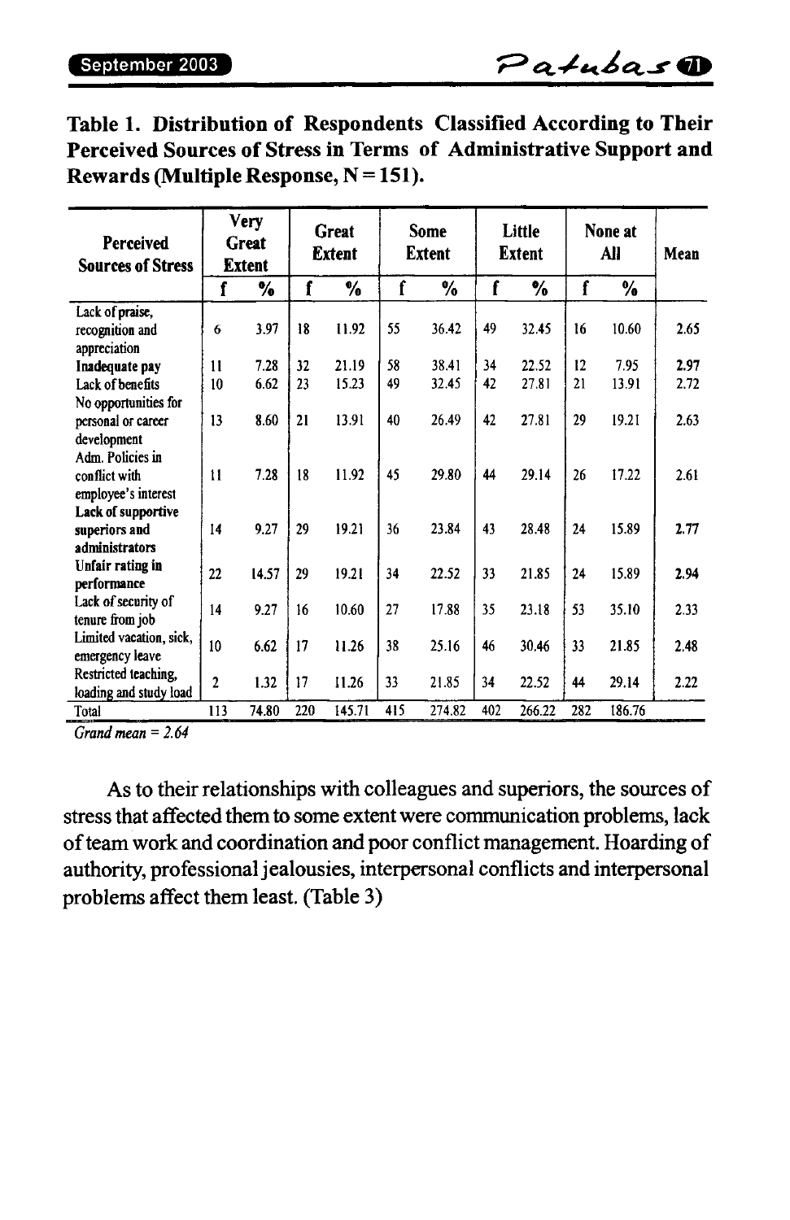**Table 1. Distribution of Respondents Classified According to Their Perceived Sources of Stress in Terms of Administrative Support and Rewards (Multiple Response, N = 151).**

| Perceived Sources of Stress | Very Great Extent | | Great Extent | | Some Extent | | Little Extent | | None at All | | Mean |
|---|---|---|---|---|---|---|---|---|---|---|---|
| | f | % | f | % | f | % | f | % | f | % | |
| Lack of praise, recognition and appreciation | 6 | 3.97 | 18 | 11.92 | 55 | 36.42 | 49 | 32.45 | 16 | 10.60 | 2.65 |
| **Inadequate pay** | 11 | 7.28 | 32 | 21.19 | 58 | 38.41 | 34 | 22.52 | 12 | 7.95 | **2.97** |
| Lack of benefits | 10 | 6.62 | 23 | 15.23 | 49 | 32.45 | 42 | 27.81 | 21 | 13.91 | 2.72 |
| No opportunities for personal or career development | 13 | 8.60 | 21 | 13.91 | 40 | 26.49 | 42 | 27.81 | 29 | 19.21 | 2.63 |
| Adm. Policies in conflict with employee's interest | 11 | 7.28 | 18 | 11.92 | 45 | 29.80 | 44 | 29.14 | 26 | 17.22 | 2.61 |
| **Lack of supportive superiors and administrators** | 14 | 9.27 | 29 | 19.21 | 36 | 23.84 | 43 | 28.48 | 24 | 15.89 | **2.77** |
| **Unfair rating in performance** | 22 | 14.57 | 29 | 19.21 | 34 | 22.52 | 33 | 21.85 | 24 | 15.89 | **2.94** |
| Lack of security of tenure from job | 14 | 9.27 | 16 | 10.60 | 27 | 17.88 | 35 | 23.18 | 53 | 35.10 | 2.33 |
| Limited vacation, sick, emergency leave | 10 | 6.62 | 17 | 11.26 | 38 | 25.16 | 46 | 30.46 | 33 | 21.85 | 2.48 |
| Restricted teaching, loading and study load | 2 | 1.32 | 17 | 11.26 | 33 | 21.85 | 34 | 22.52 | 44 | 29.14 | 2.22 |
| Total | 113 | 74.80 | 220 | 145.71 | 415 | 274.82 | 402 | 266.22 | 282 | 186.76 | |

*Grand mean = 2.64*

As to their relationships with colleagues and superiors, the sources of stress that affected them to some extent were communication problems, lack of team work and coordination and poor conflict management. Hoarding of authority, professional jealousies, interpersonal conflicts and interpersonal problems affect them least. (Table 3)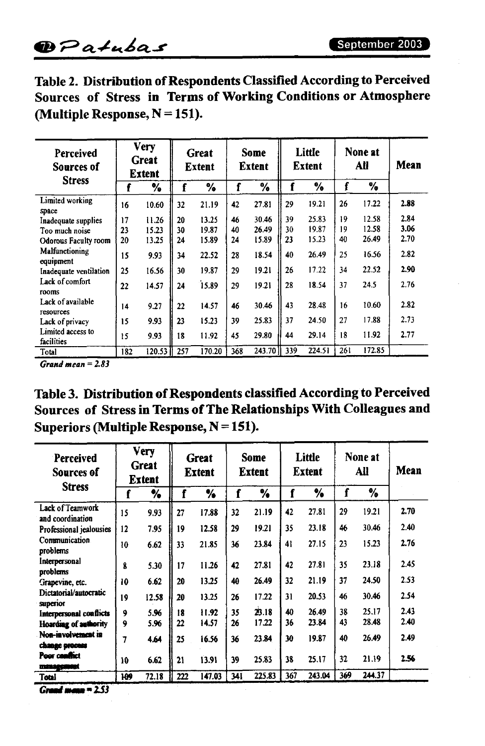**Table 2. Distribution of Respondents Classified According to Perceived Sources of Stress in Terms of Working Conditions or Atmosphere (Multiple Response, N = 151).**

| Perceived Sources of Stress | Very Great Extent | | Great Extent | | Some Extent | | Little Extent | | None at All | | Mean |
|---|---|---|---|---|---|---|---|---|---|---|---|
| | f | % | f | % | f | % | f | % | f | % | |
| Limited working space | 16 | 10.60 | 32 | 21.19 | 42 | 27.81 | 29 | 19.21 | 26 | 17.22 | 2.88 |
| Inadequate supplies | 17 | 11.26 | 20 | 13.25 | 46 | 30.46 | 39 | 25.83 | 19 | 12.58 | 2.84 |
| Too much noise | 23 | 15.23 | 30 | 19.87 | 40 | 26.49 | 30 | 19.87 | 19 | 12.58 | 3.06 |
| Odorous Faculty room | 20 | 13.25 | 24 | 15.89 | 24 | 15.89 | 23 | 15.23 | 40 | 26.49 | 2.70 |
| Malfunctioning equipment | 15 | 9.93 | 34 | 22.52 | 28 | 18.54 | 40 | 26.49 | 25 | 16.56 | 2.82 |
| Inadequate ventilation | 25 | 16.56 | 30 | 19.87 | 29 | 19.21 | 26 | 17.22 | 34 | 22.52 | 2.90 |
| Lack of comfort rooms | 22 | 14.57 | 24 | 15.89 | 29 | 19.21 | 28 | 18.54 | 37 | 24.5 | 2.76 |
| Lack of available resources | 14 | 9.27 | 22 | 14.57 | 46 | 30.46 | 43 | 28.48 | 16 | 10.60 | 2.82 |
| Lack of privacy | 15 | 9.93 | 23 | 15.23 | 39 | 25.83 | 37 | 24.50 | 27 | 17.88 | 2.73 |
| Limited access to facilities | 15 | 9.93 | 18 | 11.92 | 45 | 29.80 | 44 | 29.14 | 18 | 11.92 | 2.77 |
| Total | 182 | 120.53 | 257 | 170.20 | 368 | 243.70 | 339 | 224.51 | 261 | 172.85 | |

***Grand mean = 2.83***

**Table 3. Distribution of Respondents classified According to Perceived Sources of Stress in Terms of The Relationships With Colleagues and Superiors (Multiple Response, N = 151).**

| Perceived Sources of Stress | Very Great Extent | | Great Extent | | Some Extent | | Little Extent | | None at All | | Mean |
|---|---|---|---|---|---|---|---|---|---|---|---|
| | f | % | f | % | f | % | f | % | f | % | |
| Lack of Teamwork and coordination | 15 | 9.93 | 27 | 17.88 | 32 | 21.19 | 42 | 27.81 | 29 | 19.21 | 2.70 |
| Professional jealousies | 12 | 7.95 | 19 | 12.58 | 29 | 19.21 | 35 | 23.18 | 46 | 30.46 | 2.40 |
| Communication problems | 10 | 6.62 | 33 | 21.85 | 36 | 23.84 | 41 | 27.15 | 23 | 15.23 | 2.76 |
| Interpersonal problems | 8 | 5.30 | 17 | 11.26 | 42 | 27.81 | 42 | 27.81 | 35 | 23.18 | 2.45 |
| Grapevine, etc. | 10 | 6.62 | 20 | 13.25 | 40 | 26.49 | 32 | 21.19 | 37 | 24.50 | 2.53 |
| Dictatorial/autocratic superior | 19 | 12.58 | 20 | 13.25 | 26 | 17.22 | 31 | 20.53 | 46 | 30.46 | 2.54 |
| Interpersonal conflicts | 9 | 5.96 | 18 | 11.92 | 35 | 23.18 | 40 | 26.49 | 38 | 25.17 | 2.43 |
| Hoarding of authority | 9 | 5.96 | 22 | 14.57 | 26 | 17.22 | 36 | 23.84 | 43 | 28.48 | 2.40 |
| Non-involvement in change process | 7 | 4.64 | 25 | 16.56 | 36 | 23.84 | 30 | 19.87 | 40 | 26.49 | 2.49 |
| Poor conflict management | 10 | 6.62 | 21 | 13.91 | 39 | 25.83 | 38 | 25.17 | 32 | 21.19 | 2.56 |
| Total | 109 | 72.18 | 222 | 147.03 | 341 | 225.83 | 367 | 243.04 | 369 | 244.37 | |

***Grand mean = 2.53***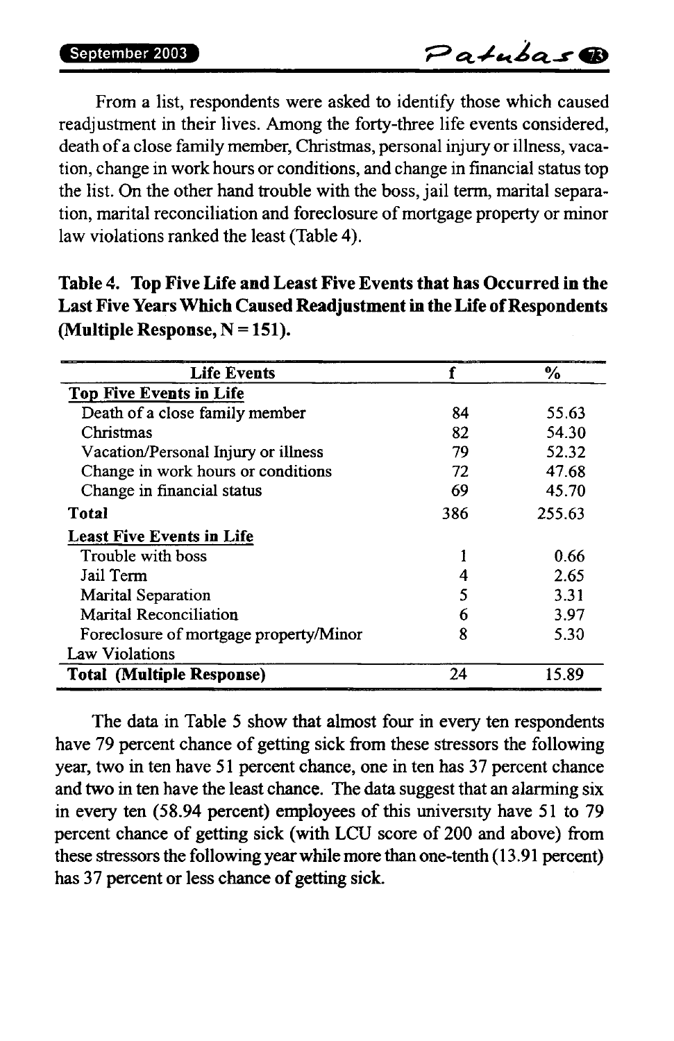From a list, respondents were asked to identify those which caused readjustment in their lives. Among the forty-three life events considered, death of a close family member, Christmas, personal injury or illness, vacation, change in work hours or conditions, and change in financial status top the list. On the other hand trouble with the boss, jail term, marital separation, marital reconciliation and foreclosure of mortgage property or minor law violations ranked the least (Table 4).

**Table 4. Top Five Life and Least Five Events that has Occurred in the Last Five Years Which Caused Readjustment in the Life of Respondents (Multiple Response, N = 151).**

| Life Events | f | % |
|---|---|---|
| **Top Five Events in Life** | | |
| Death of a close family member | 84 | 55.63 |
| Christmas | 82 | 54.30 |
| Vacation/Personal Injury or illness | 79 | 52.32 |
| Change in work hours or conditions | 72 | 47.68 |
| Change in financial status | 69 | 45.70 |
| **Total** | 386 | 255.63 |
| **Least Five Events in Life** | | |
| Trouble with boss | 1 | 0.66 |
| Jail Term | 4 | 2.65 |
| Marital Separation | 5 | 3.31 |
| Marital Reconciliation | 6 | 3.97 |
| Foreclosure of mortgage property/Minor Law Violations | 8 | 5.30 |
| **Total (Multiple Response)** | 24 | 15.89 |

The data in Table 5 show that almost four in every ten respondents have 79 percent chance of getting sick from these stressors the following year, two in ten have 51 percent chance, one in ten has 37 percent chance and two in ten have the least chance. The data suggest that an alarming six in every ten (58.94 percent) employees of this university have 51 to 79 percent chance of getting sick (with LCU score of 200 and above) from these stressors the following year while more than one-tenth (13.91 percent) has 37 percent or less chance of getting sick.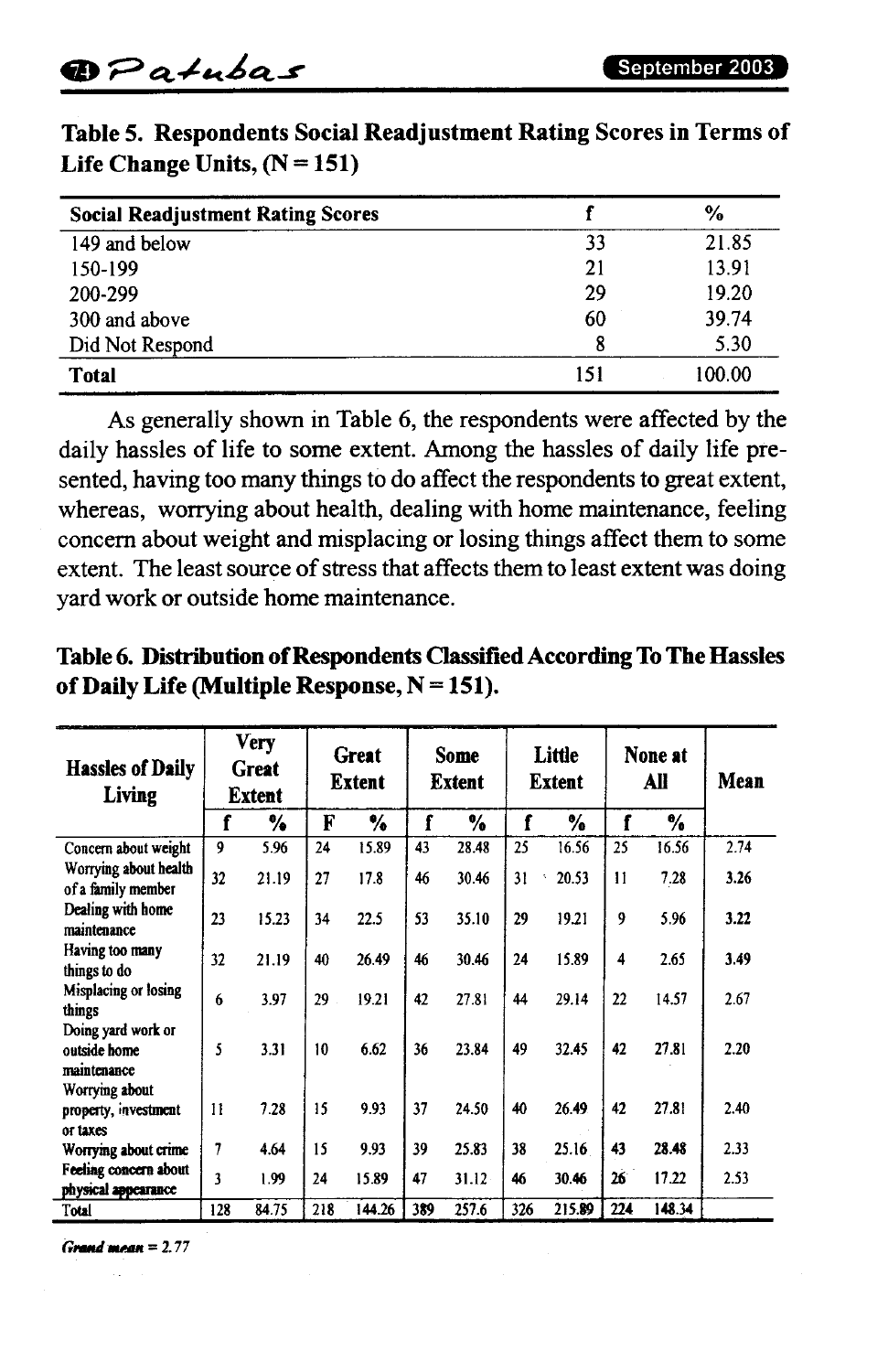**Table 5. Respondents Social Readjustment Rating Scores in Terms of Life Change Units, (N = 151)**

| Social Readjustment Rating Scores | f | % |
|---|---|---|
| 149 and below | 33 | 21.85 |
| 150-199 | 21 | 13.91 |
| 200-299 | 29 | 19.20 |
| 300 and above | 60 | 39.74 |
| Did Not Respond | 8 | 5.30 |
| **Total** | 151 | 100.00 |

As generally shown in Table 6, the respondents were affected by the daily hassles of life to some extent. Among the hassles of daily life presented, having too many things to do affect the respondents to great extent, whereas, worrying about health, dealing with home maintenance, feeling concern about weight and misplacing or losing things affect them to some extent. The least source of stress that affects them to least extent was doing yard work or outside home maintenance.

**Table 6. Distribution of Respondents Classified According To The Hassles of Daily Life (Multiple Response, N = 151).**

| Hassles of Daily Living | Very Great Extent | | Great Extent | | Some Extent | | Little Extent | | None at All | | Mean |
|---|---|---|---|---|---|---|---|---|---|---|---|
| | f | % | F | % | f | % | f | % | f | % | |
| Concern about weight | 9 | 5.96 | 24 | 15.89 | 43 | 28.48 | 25 | 16.56 | 25 | 16.56 | 2.74 |
| Worrying about health of a family member | 32 | 21.19 | 27 | 17.8 | 46 | 30.46 | 31 | 20.53 | 11 | 7.28 | 3.26 |
| Dealing with home maintenance | 23 | 15.23 | 34 | 22.5 | 53 | 35.10 | 29 | 19.21 | 9 | 5.96 | 3.22 |
| Having too many things to do | 32 | 21.19 | 40 | 26.49 | 46 | 30.46 | 24 | 15.89 | 4 | 2.65 | 3.49 |
| Misplacing or losing things | 6 | 3.97 | 29 | 19.21 | 42 | 27.81 | 44 | 29.14 | 22 | 14.57 | 2.67 |
| Doing yard work or outside home maintenance | 5 | 3.31 | 10 | 6.62 | 36 | 23.84 | 49 | 32.45 | 42 | 27.81 | 2.20 |
| Worrying about property, investment or taxes | 11 | 7.28 | 15 | 9.93 | 37 | 24.50 | 40 | 26.49 | 42 | 27.81 | 2.40 |
| Worrying about crime | 7 | 4.64 | 15 | 9.93 | 39 | 25.83 | 38 | 25.16 | 43 | 28.48 | 2.33 |
| Feeling concern about physical appearance | 3 | 1.99 | 24 | 15.89 | 47 | 31.12 | 46 | 30.46 | 26 | 17.22 | 2.53 |
| Total | 128 | 84.75 | 218 | 144.26 | 389 | 257.6 | 326 | 215.89 | 224 | 148.34 | |

*Grand mean* = 2.77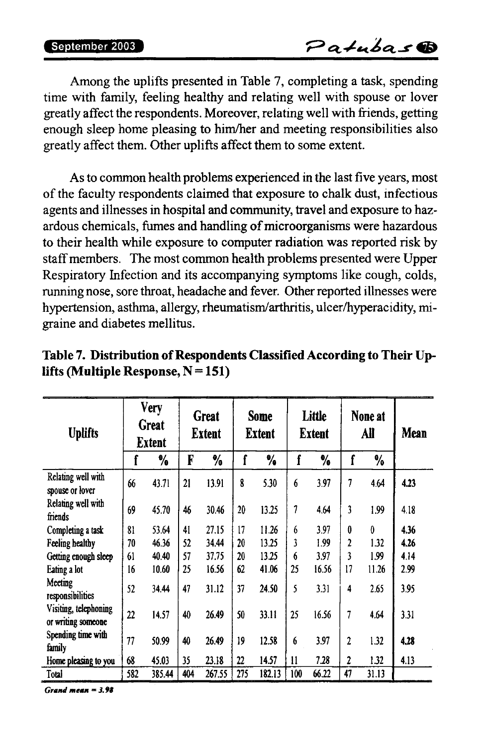Among the uplifts presented in Table 7, completing a task, spending time with family, feeling healthy and relating well with spouse or lover greatly affect the respondents. Moreover, relating well with friends, getting enough sleep home pleasing to him/her and meeting responsibilities also greatly affect them. Other uplifts affect them to some extent.

As to common health problems experienced in the last five years, most of the faculty respondents claimed that exposure to chalk dust, infectious agents and illnesses in hospital and community, travel and exposure to hazardous chemicals, fumes and handling of microorganisms were hazardous to their health while exposure to computer radiation was reported risk by staff members. The most common health problems presented were Upper Respiratory Infection and its accompanying symptoms like cough, colds, running nose, sore throat, headache and fever. Other reported illnesses were hypertension, asthma, allergy, rheumatism/arthritis, ulcer/hyperacidity, migraine and diabetes mellitus.

**Table 7. Distribution of Respondents Classified According to Their Uplifts (Multiple Response, N = 151)**

| Uplifts | Very Great Extent | | Great Extent | | Some Extent | | Little Extent | | None at All | | Mean |
|---|---|---|---|---|---|---|---|---|---|---|---|
| | f | % | F | % | f | % | f | % | f | % | |
| Relating well with spouse or lover | 66 | 43.71 | 21 | 13.91 | 8 | 5.30 | 6 | 3.97 | 7 | 4.64 | **4.23** |
| Relating well with friends | 69 | 45.70 | 46 | 30.46 | 20 | 13.25 | 7 | 4.64 | 3 | 1.99 | 4.18 |
| Completing a task | 81 | 53.64 | 41 | 27.15 | 17 | 11.26 | 6 | 3.97 | 0 | 0 | **4.36** |
| Feeling healthy | 70 | 46.36 | 52 | 34.44 | 20 | 13.25 | 3 | 1.99 | 2 | 1.32 | **4.26** |
| Getting enough sleep | 61 | 40.40 | 57 | 37.75 | 20 | 13.25 | 6 | 3.97 | 3 | 1.99 | 4.14 |
| Eating a lot | 16 | 10.60 | 25 | 16.56 | 62 | 41.06 | 25 | 16.56 | 17 | 11.26 | 2.99 |
| Meeting responsibilities | 52 | 34.44 | 47 | 31.12 | 37 | 24.50 | 5 | 3.31 | 4 | 2.65 | 3.95 |
| Visiting, telephoning or writing someone | 22 | 14.57 | 40 | 26.49 | 50 | 33.11 | 25 | 16.56 | 7 | 4.64 | 3.31 |
| Spending time with family | 77 | 50.99 | 40 | 26.49 | 19 | 12.58 | 6 | 3.97 | 2 | 1.32 | **4.28** |
| Home pleasing to you | 68 | 45.03 | 35 | 23.18 | 22 | 14.57 | 11 | 7.28 | 2 | 1.32 | 4.13 |
| Total | 582 | 385.44 | 404 | 267.55 | 275 | 182.13 | 100 | 66.22 | 47 | 31.13 | |

***Grand mean = 3.98***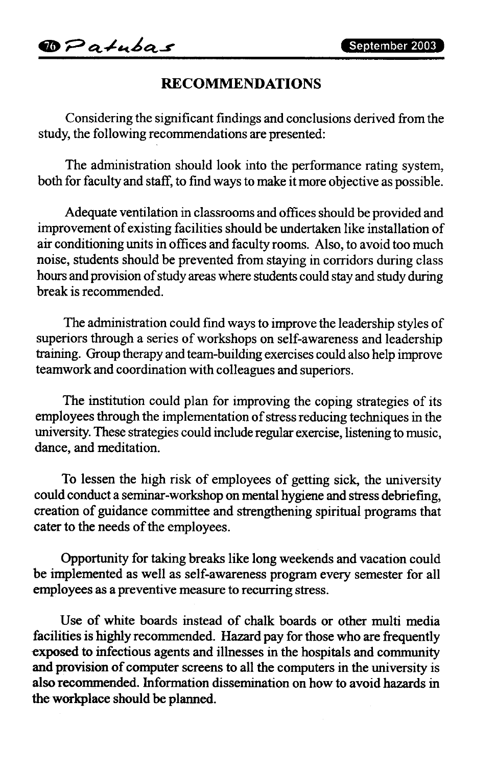## RECOMMENDATIONS

Considering the significant findings and conclusions derived from the study, the following recommendations are presented:

The administration should look into the performance rating system, both for faculty and staff, to find ways to make it more objective as possible.

Adequate ventilation in classrooms and offices should be provided and improvement of existing facilities should be undertaken like installation of air conditioning units in offices and faculty rooms. Also, to avoid too much noise, students should be prevented from staying in corridors during class hours and provision of study areas where students could stay and study during break is recommended.

The administration could find ways to improve the leadership styles of superiors through a series of workshops on self-awareness and leadership training. Group therapy and team-building exercises could also help improve teamwork and coordination with colleagues and superiors.

The institution could plan for improving the coping strategies of its employees through the implementation of stress reducing techniques in the university. These strategies could include regular exercise, listening to music, dance, and meditation.

To lessen the high risk of employees of getting sick, the university could conduct a seminar-workshop on mental hygiene and stress debriefing, creation of guidance committee and strengthening spiritual programs that cater to the needs of the employees.

Opportunity for taking breaks like long weekends and vacation could be implemented as well as self-awareness program every semester for all employees as a preventive measure to recurring stress.

Use of white boards instead of chalk boards or other multi media facilities is highly recommended. Hazard pay for those who are frequently exposed to infectious agents and illnesses in the hospitals and community and provision of computer screens to all the computers in the university is also recommended. Information dissemination on how to avoid hazards in the workplace should be planned.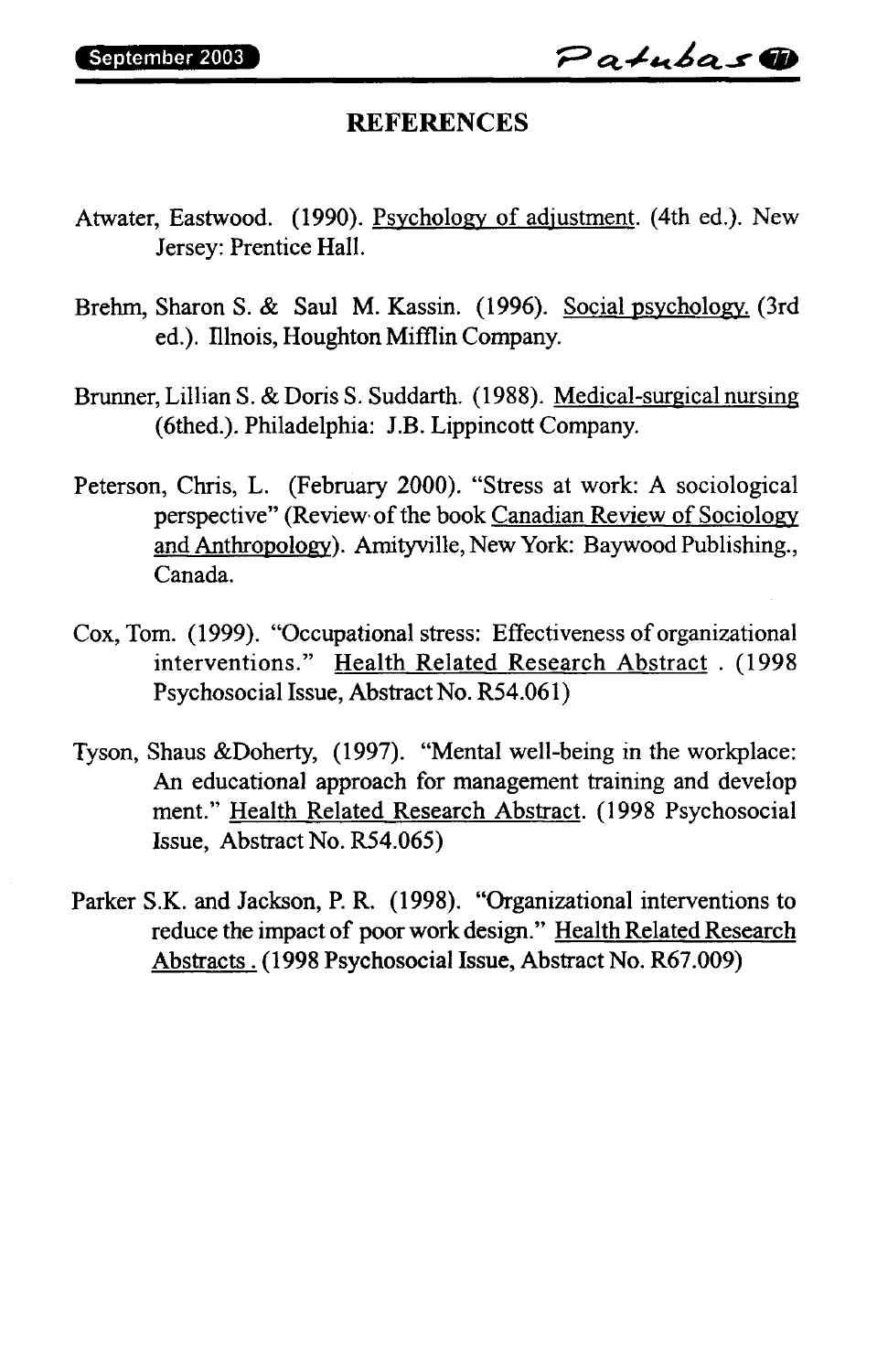## REFERENCES

Atwater, Eastwood. (1990). Psychology of adjustment. (4th ed.). New Jersey: Prentice Hall.

Brehm, Sharon S. & Saul M. Kassin. (1996). Social psychology. (3rd ed.). Illnois, Houghton Mifflin Company.

Brunner, Lillian S. & Doris S. Suddarth. (1988). Medical-surgical nursing (6thed.). Philadelphia: J.B. Lippincott Company.

Peterson, Chris, L. (February 2000). "Stress at work: A sociological perspective" (Review of the book Canadian Review of Sociology and Anthropology). Amityville, New York: Baywood Publishing., Canada.

Cox, Tom. (1999). "Occupational stress: Effectiveness of organizational interventions." Health Related Research Abstract . (1998 Psychosocial Issue, Abstract No. R54.061)

Tyson, Shaus &Doherty, (1997). "Mental well-being in the workplace: An educational approach for management training and develop ment." Health Related Research Abstract. (1998 Psychosocial Issue, Abstract No. R54.065)

Parker S.K. and Jackson, P. R. (1998). "Organizational interventions to reduce the impact of poor work design." Health Related Research Abstracts . (1998 Psychosocial Issue, Abstract No. R67.009)